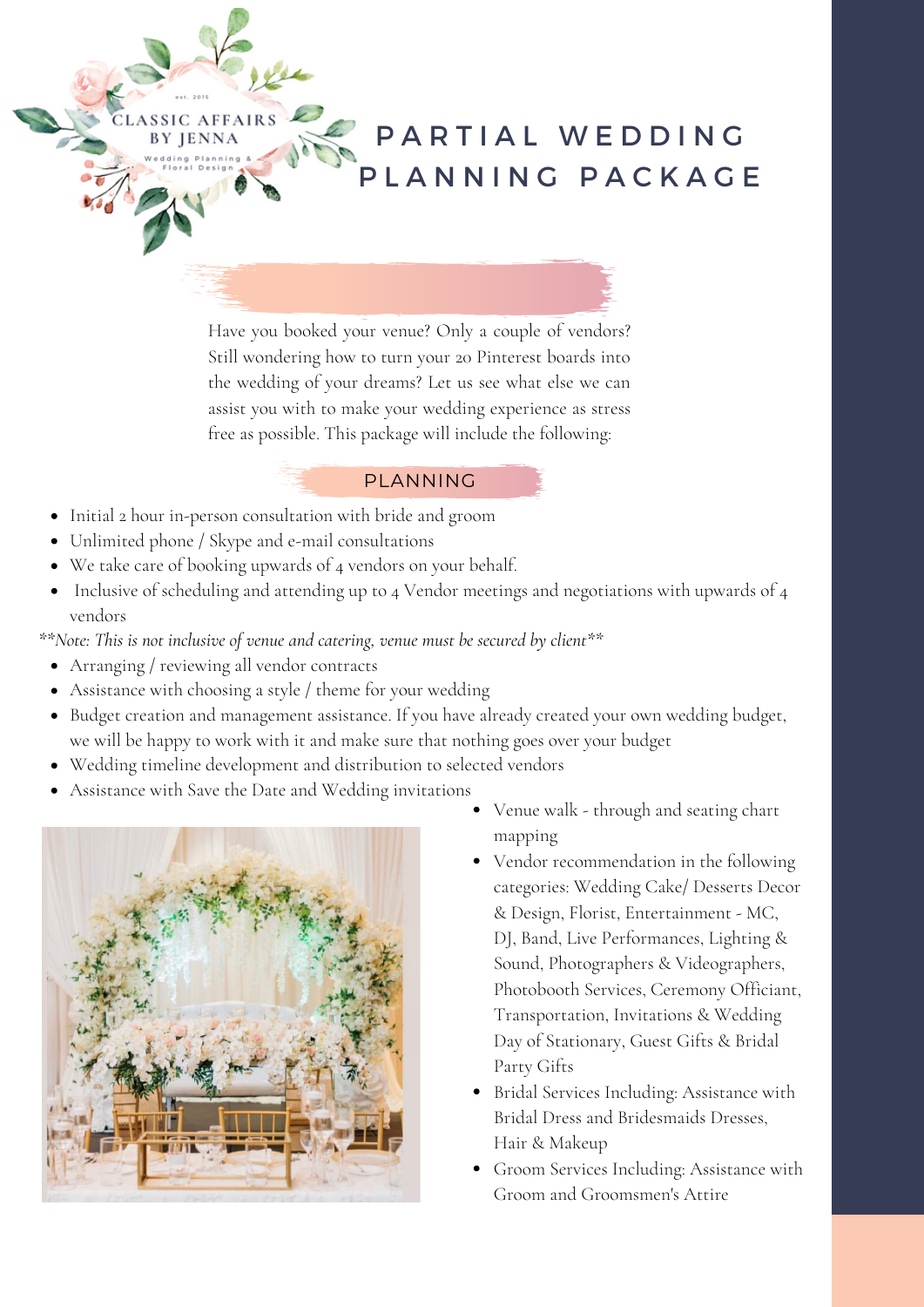CLASSIC AFFAIRS BY JENNA

# PARTIAL WEDDING PLANNING PACKAGE

Have you booked your venue? Only a couple of vendors? Still wondering how to turn your 20 Pinterest boards into the wedding of your dreams? Let us see what else we can assist you with to make your wedding experience as stress free as possible. This package will include the following:

## PLANNING

- Initial 2 hour in-person consultation with bride and groom
- Unlimited phone / Skype and e-mail consultations
- We take care of booking upwards of 4 vendors on your behalf.
- Inclusive of scheduling and attending up to 4 Vendor meetings and negotiations with upwards of 4 vendors

*\*\*Note: This is not inclusive of venue and catering, venue must be secured by client\*\**

- Arranging / reviewing all vendor contracts
- Assistance with choosing a style / theme for your wedding
- Budget creation and management assistance. If you have already created your own wedding budget, we will be happy to work with it and make sure that nothing goes over your budget
- Wedding timeline development and distribution to selected vendors
- Assistance with Save the Date and Wedding invitations
- Venue walk - through and seating chart mapping
- Vendor recommendation in the following categories: Wedding Cake/ Desserts Decor & Design, Florist, Entertainment - MC, DJ, Band, Live Performances, Lighting & Sound, Photographers & Videographers, Photobooth Services, Ceremony Officiant, Transportation, Invitations & Wedding Day of Stationary, Guest Gifts & Bridal Party Gifts
- Bridal Services Including: Assistance with Bridal Dress and Bridesmaids Dresses, Hair & Makeup
- Groom Services Including: Assistance with Groom and Groomsmen's Attire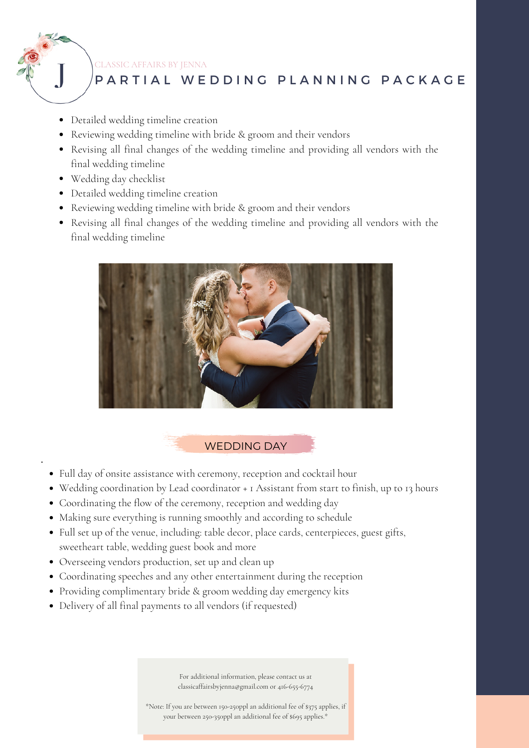CLASSIC AFFAIRS BY JENNA

# PARTIAL WEDDING PLANNING PACKAGE

- Detailed wedding timeline creation
- Reviewing wedding timeline with bride & groom and their vendors
- Revising all final changes of the wedding timeline and providing all vendors with the final wedding timeline
- Wedding day checklist
- Detailed wedding timeline creation
- Reviewing wedding timeline with bride & groom and their vendors
- Revising all final changes of the wedding timeline and providing all vendors with the final wedding timeline

## WEDDING DAY

- Full day of onsite assistance with ceremony, reception and cocktail hour
- Wedding coordination by Lead coordinator + 1 Assistant from start to finish, up to 13 hours
- Coordinating the flow of the ceremony, reception and wedding day
- Making sure everything is running smoothly and according to schedule
- Full set up of the venue, including: table decor, place cards, centerpieces, guest gifts, sweetheart table, wedding guest book and more
- Overseeing vendors production, set up and clean up
- Coordinating speeches and any other entertainment during the reception
- Providing complimentary bride & groom wedding day emergency kits
- Delivery of all final payments to all vendors (if requested)

For additional information, please contact us at classicaffairsbyjenna@gmail.com or 416-655-6774

*Note: If you are between 150-250ppl an additional fee of $375 applies, if your between 250-350ppl an additional fee of $695 applies.*